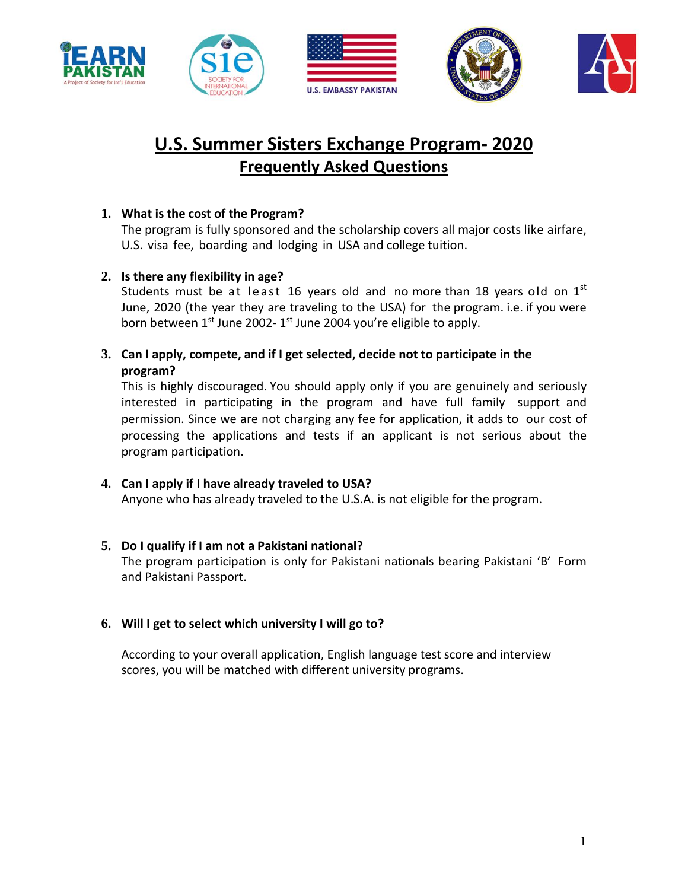# U.S. Summer Sisters Exchange Program- 2020

## Frequently Asked Questions

1. **What is the cost of the Program?**
   The program is fully sponsored and the scholarship covers all major costs like airfare, U.S. visa fee, boarding and lodging in USA and college tuition.

2. **Is there any flexibility in age?**
   Students must be at least 16 years old and no more than 18 years old on 1st June, 2020 (the year they are traveling to the USA) for the program. i.e. if you were born between 1st June 2002- 1st June 2004 you're eligible to apply.

3. **Can I apply, compete, and if I get selected, decide not to participate in the program?**
   This is highly discouraged. You should apply only if you are genuinely and seriously interested in participating in the program and have full family support and permission. Since we are not charging any fee for application, it adds to our cost of processing the applications and tests if an applicant is not serious about the program participation.

4. **Can I apply if I have already traveled to USA?**
   Anyone who has already traveled to the U.S.A. is not eligible for the program.

5. **Do I qualify if I am not a Pakistani national?**
   The program participation is only for Pakistani nationals bearing Pakistani 'B' Form and Pakistani Passport.

6. **Will I get to select which university I will go to?**

   According to your overall application, English language test score and interview scores, you will be matched with different university programs.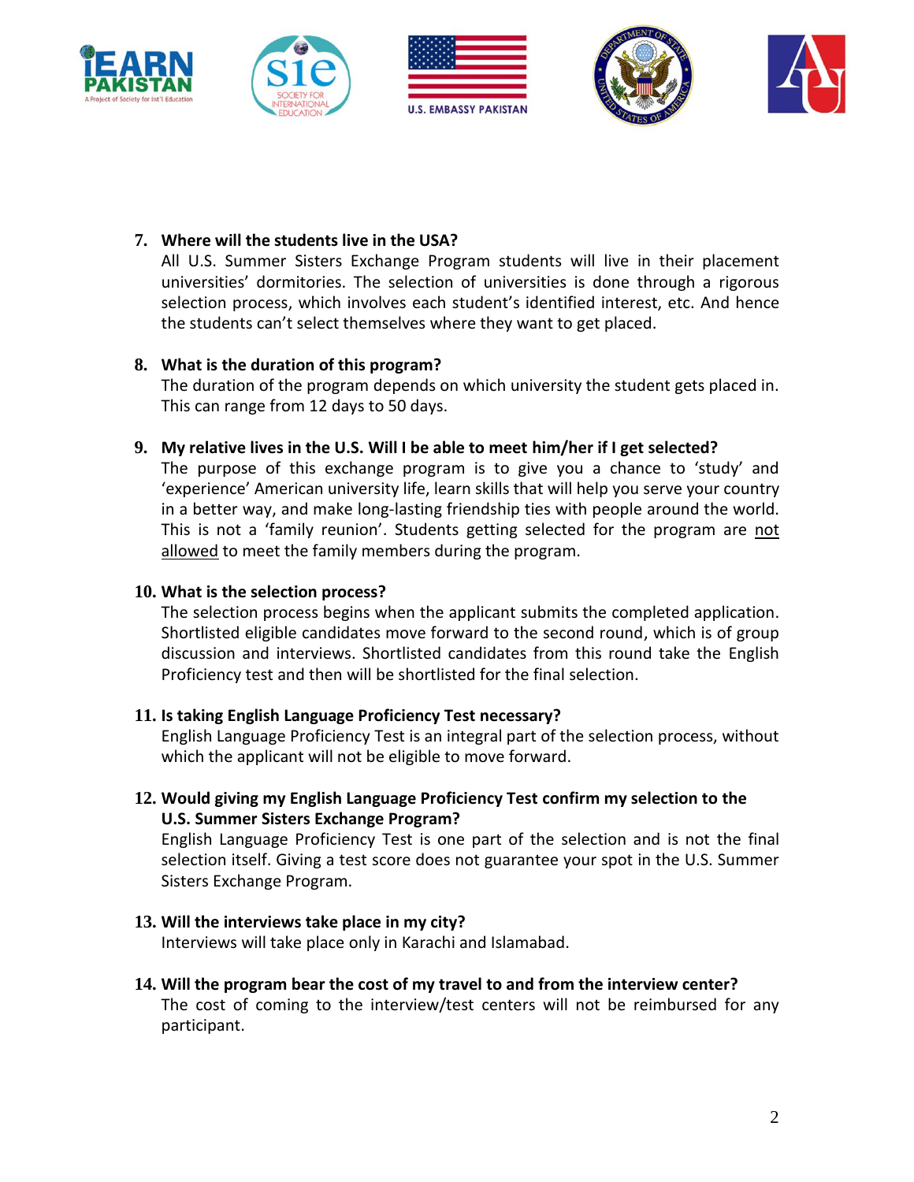7. **Where will the students live in the USA?**
   All U.S. Summer Sisters Exchange Program students will live in their placement universities' dormitories. The selection of universities is done through a rigorous selection process, which involves each student's identified interest, etc. And hence the students can't select themselves where they want to get placed.

8. **What is the duration of this program?**
   The duration of the program depends on which university the student gets placed in. This can range from 12 days to 50 days.

9. **My relative lives in the U.S. Will I be able to meet him/her if I get selected?**
   The purpose of this exchange program is to give you a chance to 'study' and 'experience' American university life, learn skills that will help you serve your country in a better way, and make long-lasting friendship ties with people around the world. This is not a 'family reunion'. Students getting selected for the program are <u>not allowed</u> to meet the family members during the program.

10. **What is the selection process?**
    The selection process begins when the applicant submits the completed application. Shortlisted eligible candidates move forward to the second round, which is of group discussion and interviews. Shortlisted candidates from this round take the English Proficiency test and then will be shortlisted for the final selection.

11. **Is taking English Language Proficiency Test necessary?**
    English Language Proficiency Test is an integral part of the selection process, without which the applicant will not be eligible to move forward.

12. **Would giving my English Language Proficiency Test confirm my selection to the U.S. Summer Sisters Exchange Program?**
    English Language Proficiency Test is one part of the selection and is not the final selection itself. Giving a test score does not guarantee your spot in the U.S. Summer Sisters Exchange Program.

13. **Will the interviews take place in my city?**
    Interviews will take place only in Karachi and Islamabad.

14. **Will the program bear the cost of my travel to and from the interview center?**
    The cost of coming to the interview/test centers will not be reimbursed for any participant.